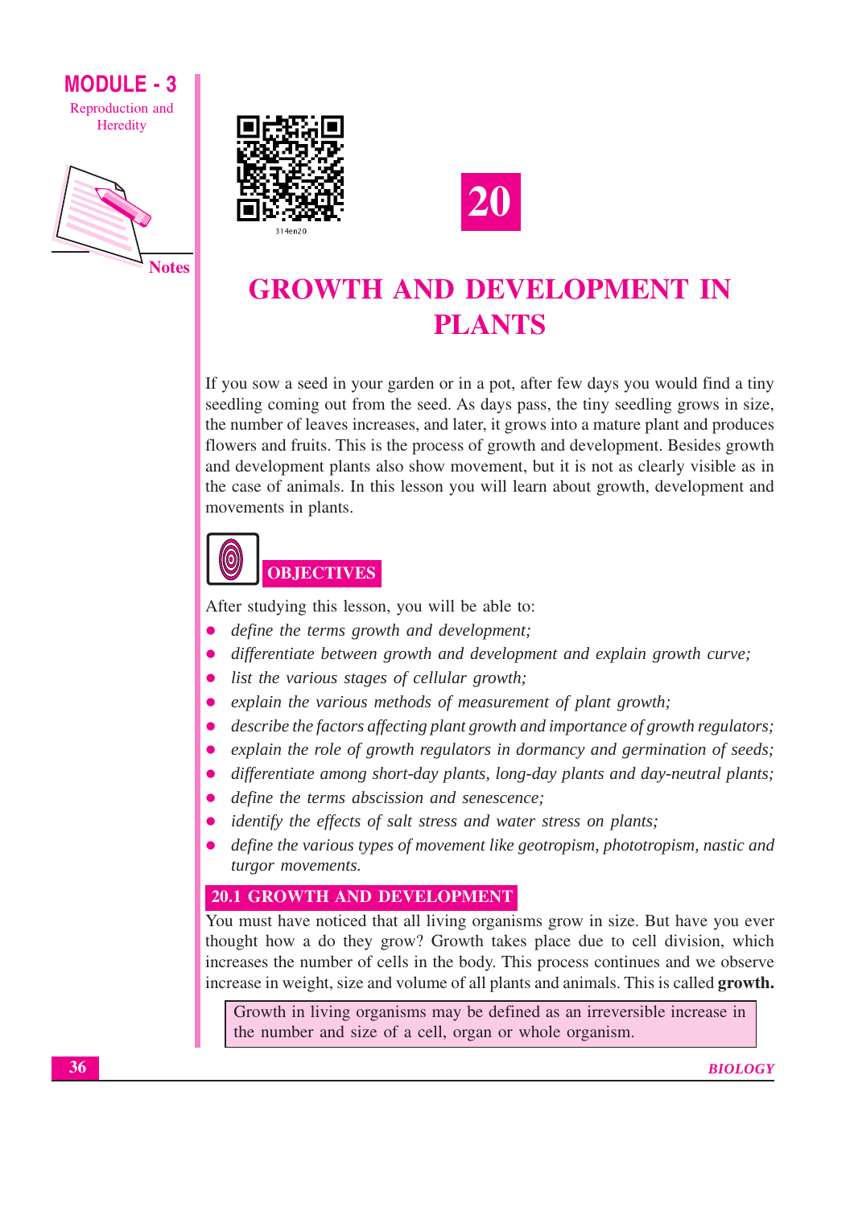# 20

# GROWTH AND DEVELOPMENT IN PLANTS

If you sow a seed in your garden or in a pot, after few days you would find a tiny seedling coming out from the seed. As days pass, the tiny seedling grows in size, the number of leaves increases, and later, it grows into a mature plant and produces flowers and fruits. This is the process of growth and development. Besides growth and development plants also show movement, but it is not as clearly visible as in the case of animals. In this lesson you will learn about growth, development and movements in plants.

## OBJECTIVES

After studying this lesson, you will be able to:

- *define the terms growth and development;*
- *differentiate between growth and development and explain growth curve;*
- *list the various stages of cellular growth;*
- *explain the various methods of measurement of plant growth;*
- *describe the factors affecting plant growth and importance of growth regulators;*
- *explain the role of growth regulators in dormancy and germination of seeds;*
- *differentiate among short-day plants, long-day plants and day-neutral plants;*
- *define the terms abscission and senescence;*
- *identify the effects of salt stress and water stress on plants;*
- *define the various types of movement like geotropism, phototropism, nastic and turgor movements.*

## 20.1 GROWTH AND DEVELOPMENT

You must have noticed that all living organisms grow in size. But have you ever thought how a do they grow? Growth takes place due to cell division, which increases the number of cells in the body. This process continues and we observe increase in weight, size and volume of all plants and animals. This is called **growth.**

> Growth in living organisms may be defined as an irreversible increase in the number and size of a cell, organ or whole organism.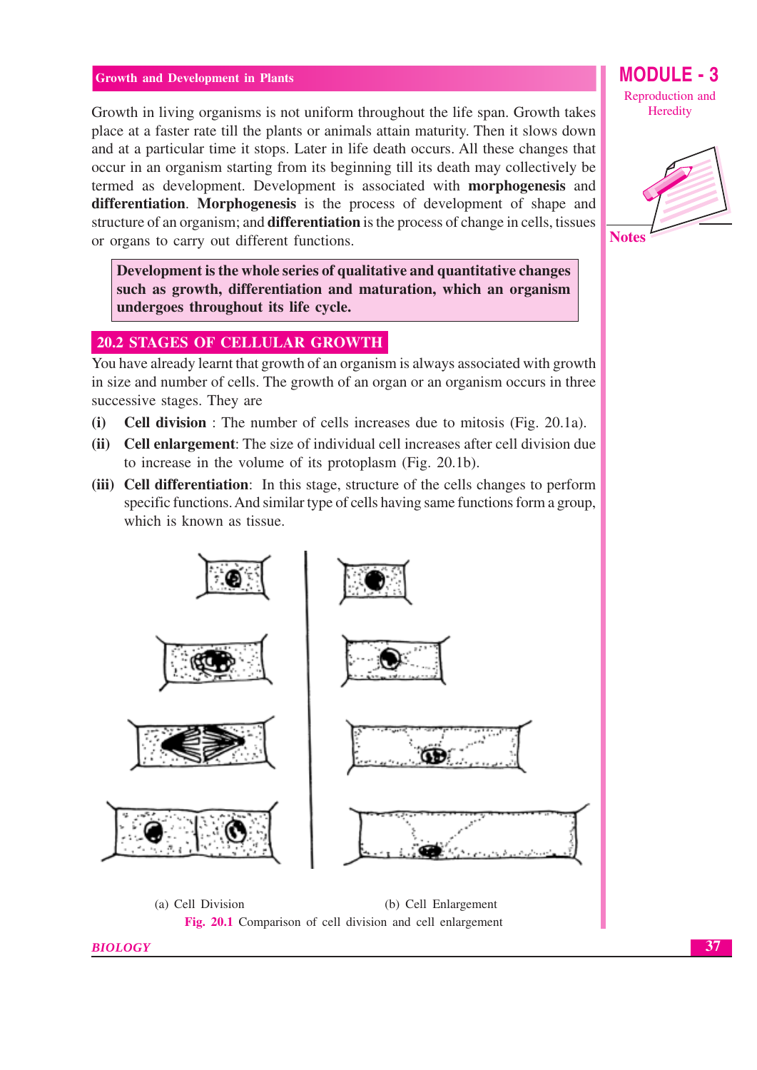Growth in living organisms is not uniform throughout the life span. Growth takes place at a faster rate till the plants or animals attain maturity. Then it slows down and at a particular time it stops. Later in life death occurs. All these changes that occur in an organism starting from its beginning till its death may collectively be termed as development. Development is associated with **morphogenesis** and **differentiation**. **Morphogenesis** is the process of development of shape and structure of an organism; and **differentiation** is the process of change in cells, tissues or organs to carry out different functions.

> **Development is the whole series of qualitative and quantitative changes such as growth, differentiation and maturation, which an organism undergoes throughout its life cycle.**

## 20.2 STAGES OF CELLULAR GROWTH

You have already learnt that growth of an organism is always associated with growth in size and number of cells. The growth of an organ or an organism occurs in three successive stages. They are

**(i) Cell division** : The number of cells increases due to mitosis (Fig. 20.1a).

**(ii) Cell enlargement**: The size of individual cell increases after cell division due to increase in the volume of its protoplasm (Fig. 20.1b).

**(iii) Cell differentiation**: In this stage, structure of the cells changes to perform specific functions. And similar type of cells having same functions form a group, which is known as tissue.

(a) Cell Division (b) Cell Enlargement

**Fig. 20.1** Comparison of cell division and cell enlargement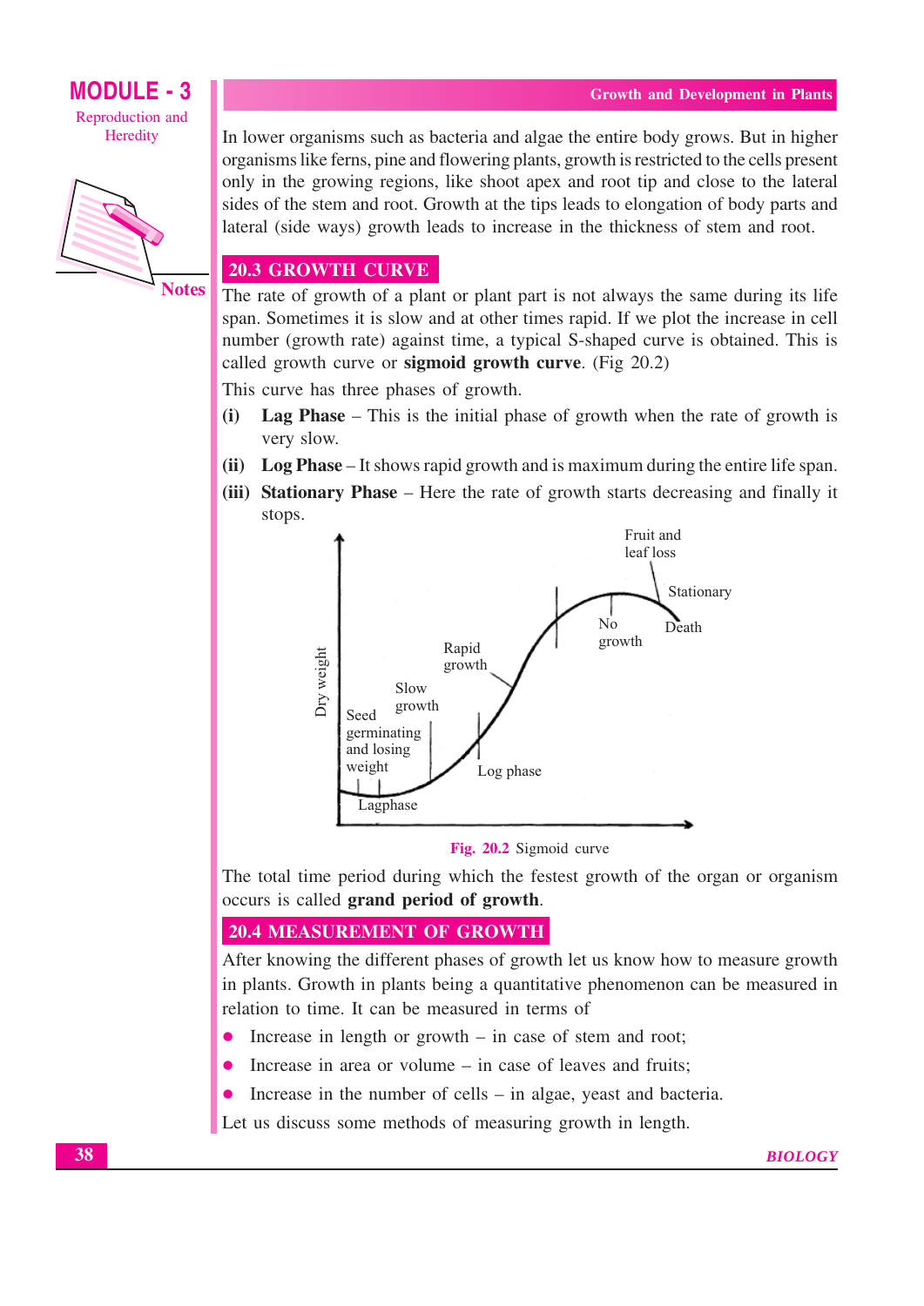In lower organisms such as bacteria and algae the entire body grows. But in higher organisms like ferns, pine and flowering plants, growth is restricted to the cells present only in the growing regions, like shoot apex and root tip and close to the lateral sides of the stem and root. Growth at the tips leads to elongation of body parts and lateral (side ways) growth leads to increase in the thickness of stem and root.

## 20.3 GROWTH CURVE

The rate of growth of a plant or plant part is not always the same during its life span. Sometimes it is slow and at other times rapid. If we plot the increase in cell number (growth rate) against time, a typical S-shaped curve is obtained. This is called growth curve or **sigmoid growth curve**. (Fig 20.2)

This curve has three phases of growth.

(i) **Lag Phase** – This is the initial phase of growth when the rate of growth is very slow.

(ii) **Log Phase** – It shows rapid growth and is maximum during the entire life span.

(iii) **Stationary Phase** – Here the rate of growth starts decreasing and finally it stops.

Dry weight

Seed germinating and losing weight

Lagphase

Slow growth

Rapid growth

Log phase

No growth

Fruit and leaf loss

Stationary

Death

**Fig. 20.2** Sigmoid curve

The total time period during which the festest growth of the organ or organism occurs is called **grand period of growth**.

## 20.4 MEASUREMENT OF GROWTH

After knowing the different phases of growth let us know how to measure growth in plants. Growth in plants being a quantitative phenomenon can be measured in relation to time. It can be measured in terms of

- Increase in length or growth – in case of stem and root;
- Increase in area or volume – in case of leaves and fruits;
- Increase in the number of cells – in algae, yeast and bacteria.

Let us discuss some methods of measuring growth in length.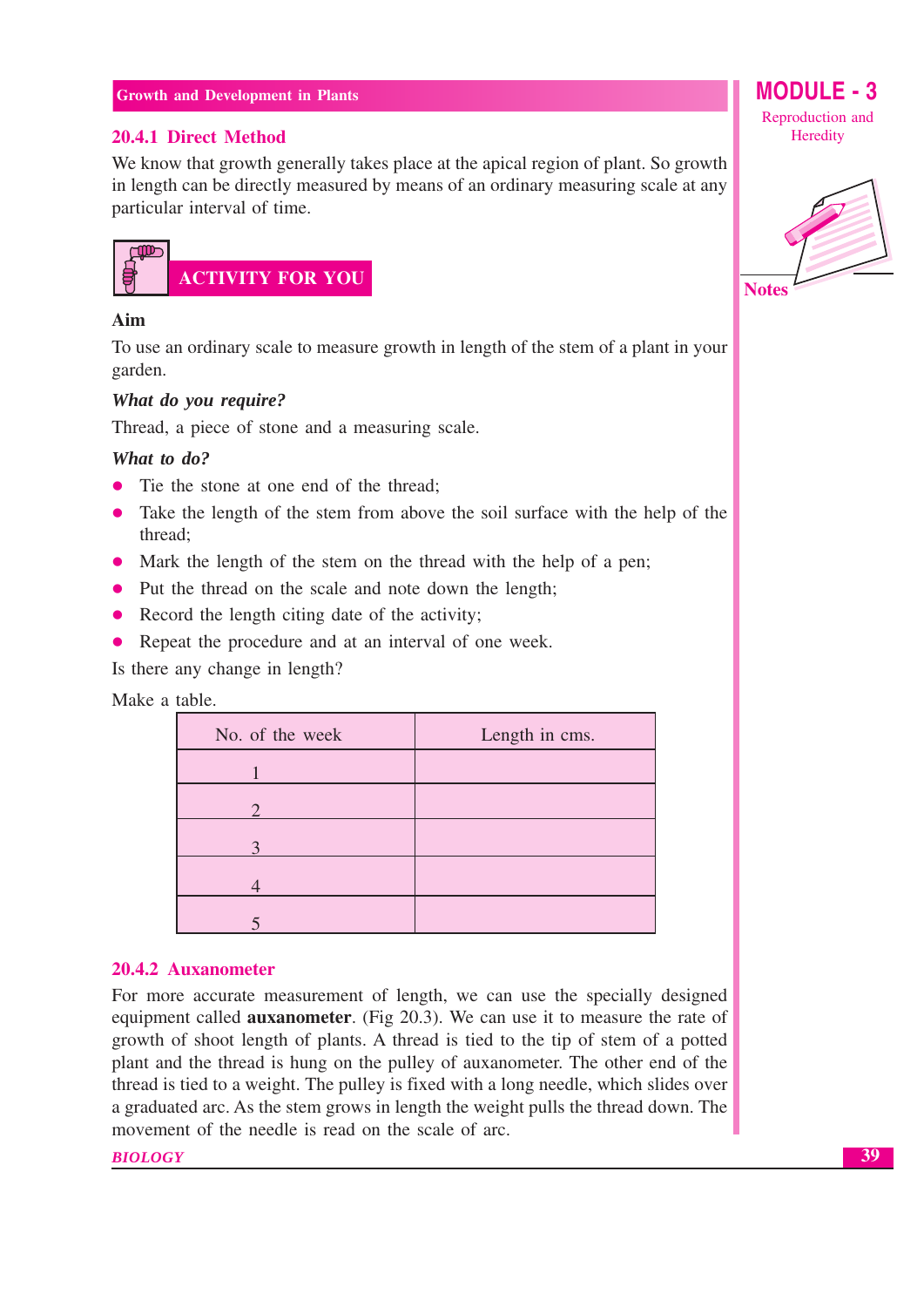### 20.4.1 Direct Method

We know that growth generally takes place at the apical region of plant. So growth in length can be directly measured by means of an ordinary measuring scale at any particular interval of time.

**ACTIVITY FOR YOU**

**Aim**

To use an ordinary scale to measure growth in length of the stem of a plant in your garden.

***What do you require?***

Thread, a piece of stone and a measuring scale.

***What to do?***

- Tie the stone at one end of the thread;
- Take the length of the stem from above the soil surface with the help of the thread;
- Mark the length of the stem on the thread with the help of a pen;
- Put the thread on the scale and note down the length;
- Record the length citing date of the activity;
- Repeat the procedure and at an interval of one week.

Is there any change in length?

Make a table.

| No. of the week | Length in cms. |
|---|---|
| 1 | |
| 2 | |
| 3 | |
| 4 | |
| 5 | |

### 20.4.2 Auxanometer

For more accurate measurement of length, we can use the specially designed equipment called **auxanometer**. (Fig 20.3). We can use it to measure the rate of growth of shoot length of plants. A thread is tied to the tip of stem of a potted plant and the thread is hung on the pulley of auxanometer. The other end of the thread is tied to a weight. The pulley is fixed with a long needle, which slides over a graduated arc. As the stem grows in length the weight pulls the thread down. The movement of the needle is read on the scale of arc.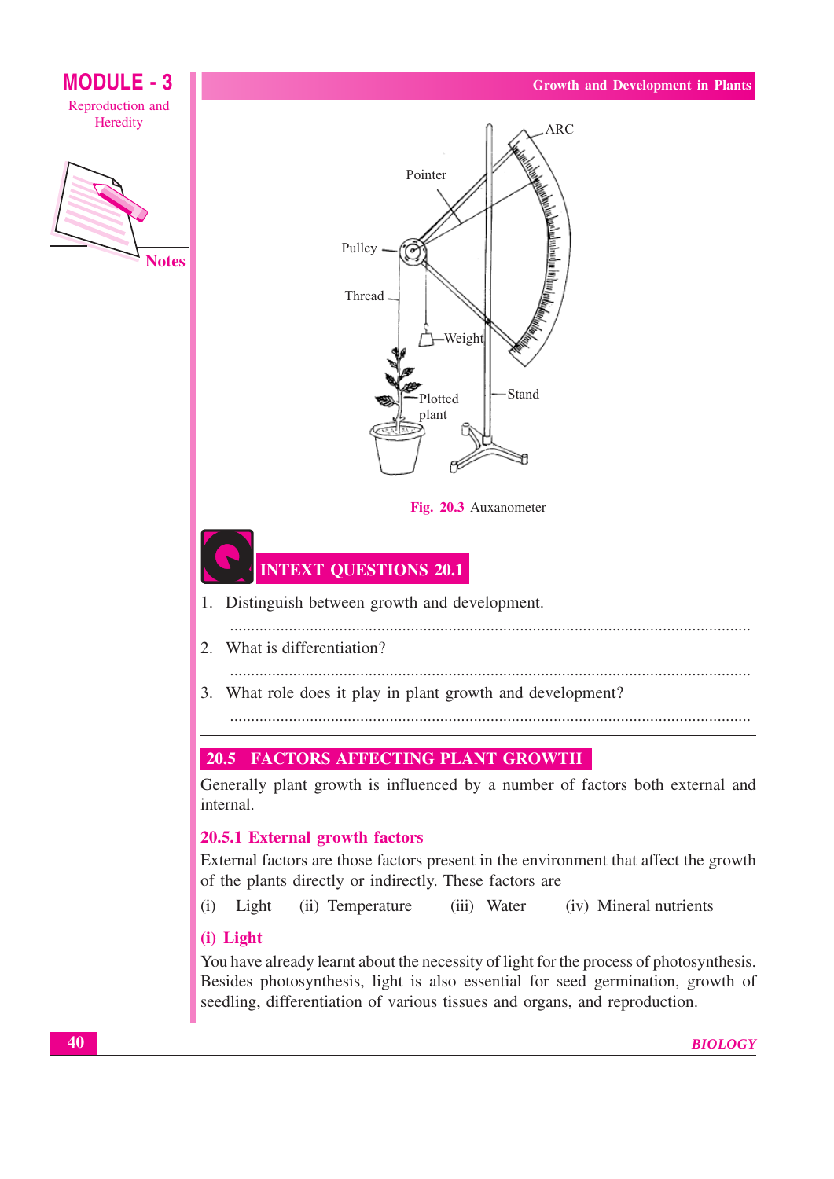Fig. 20.3 Auxanometer

## INTEXT QUESTIONS 20.1

1. Distinguish between growth and development.

 ..........................................................................................................................

2. What is differentiation?

 ..........................................................................................................................

3. What role does it play in plant growth and development?

 ..........................................................................................................................

## 20.5 FACTORS AFFECTING PLANT GROWTH

Generally plant growth is influenced by a number of factors both external and internal.

### 20.5.1 External growth factors

External factors are those factors present in the environment that affect the growth of the plants directly or indirectly. These factors are

(i) Light (ii) Temperature (iii) Water (iv) Mineral nutrients

#### (i) Light

You have already learnt about the necessity of light for the process of photosynthesis. Besides photosynthesis, light is also essential for seed germination, growth of seedling, differentiation of various tissues and organs, and reproduction.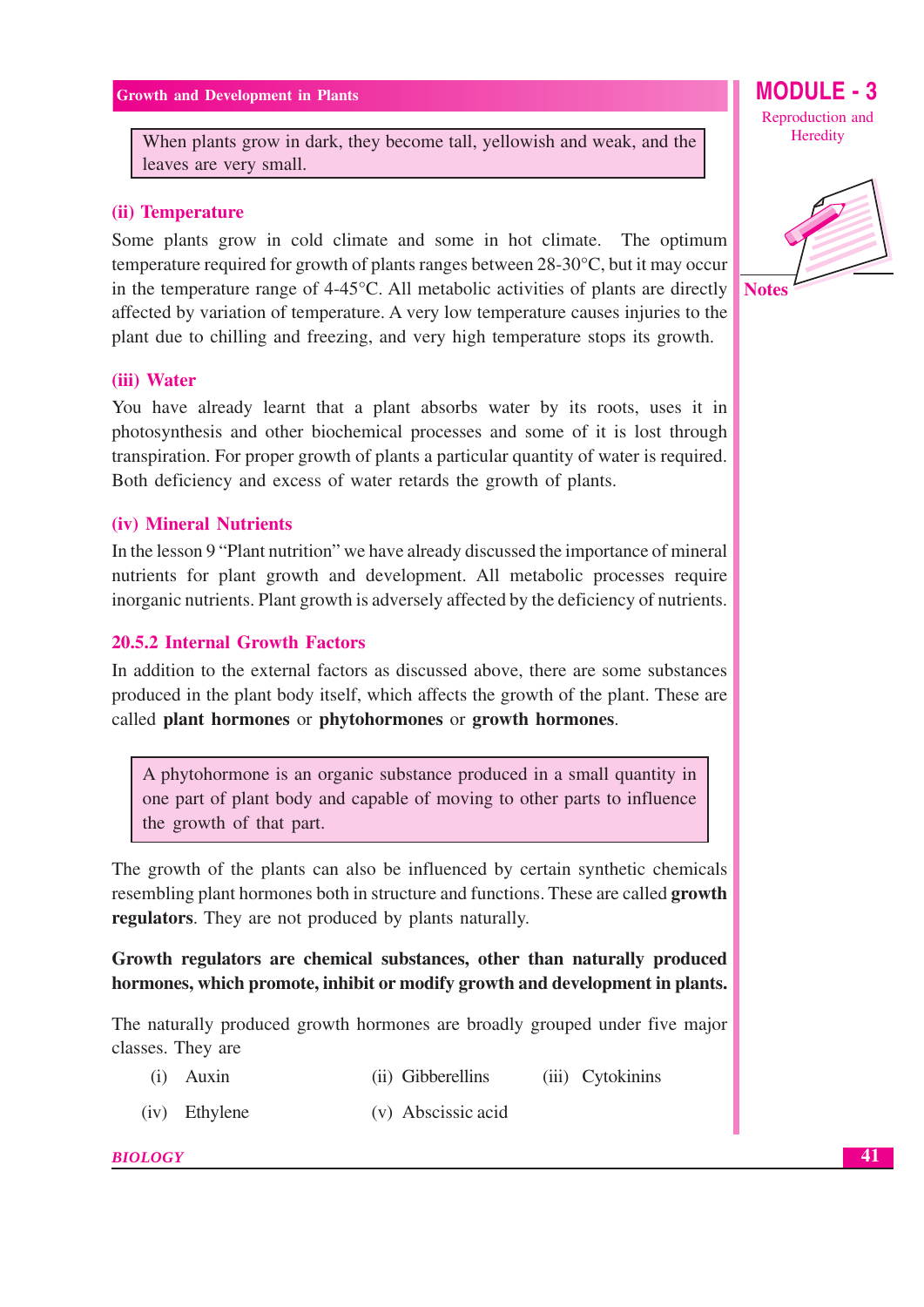When plants grow in dark, they become tall, yellowish and weak, and the leaves are very small.

### (ii) Temperature

Some plants grow in cold climate and some in hot climate. The optimum temperature required for growth of plants ranges between 28-30°C, but it may occur in the temperature range of 4-45°C. All metabolic activities of plants are directly affected by variation of temperature. A very low temperature causes injuries to the plant due to chilling and freezing, and very high temperature stops its growth.

### (iii) Water

You have already learnt that a plant absorbs water by its roots, uses it in photosynthesis and other biochemical processes and some of it is lost through transpiration. For proper growth of plants a particular quantity of water is required. Both deficiency and excess of water retards the growth of plants.

### (iv) Mineral Nutrients

In the lesson 9 "Plant nutrition" we have already discussed the importance of mineral nutrients for plant growth and development. All metabolic processes require inorganic nutrients. Plant growth is adversely affected by the deficiency of nutrients.

## 20.5.2 Internal Growth Factors

In addition to the external factors as discussed above, there are some substances produced in the plant body itself, which affects the growth of the plant. These are called **plant hormones** or **phytohormones** or **growth hormones**.

A phytohormone is an organic substance produced in a small quantity in one part of plant body and capable of moving to other parts to influence the growth of that part.

The growth of the plants can also be influenced by certain synthetic chemicals resembling plant hormones both in structure and functions. These are called **growth regulators**. They are not produced by plants naturally.

**Growth regulators are chemical substances, other than naturally produced hormones, which promote, inhibit or modify growth and development in plants.**

The naturally produced growth hormones are broadly grouped under five major classes. They are

(i) Auxin
(ii) Gibberellins
(iii) Cytokinins
(iv) Ethylene
(v) Abscissic acid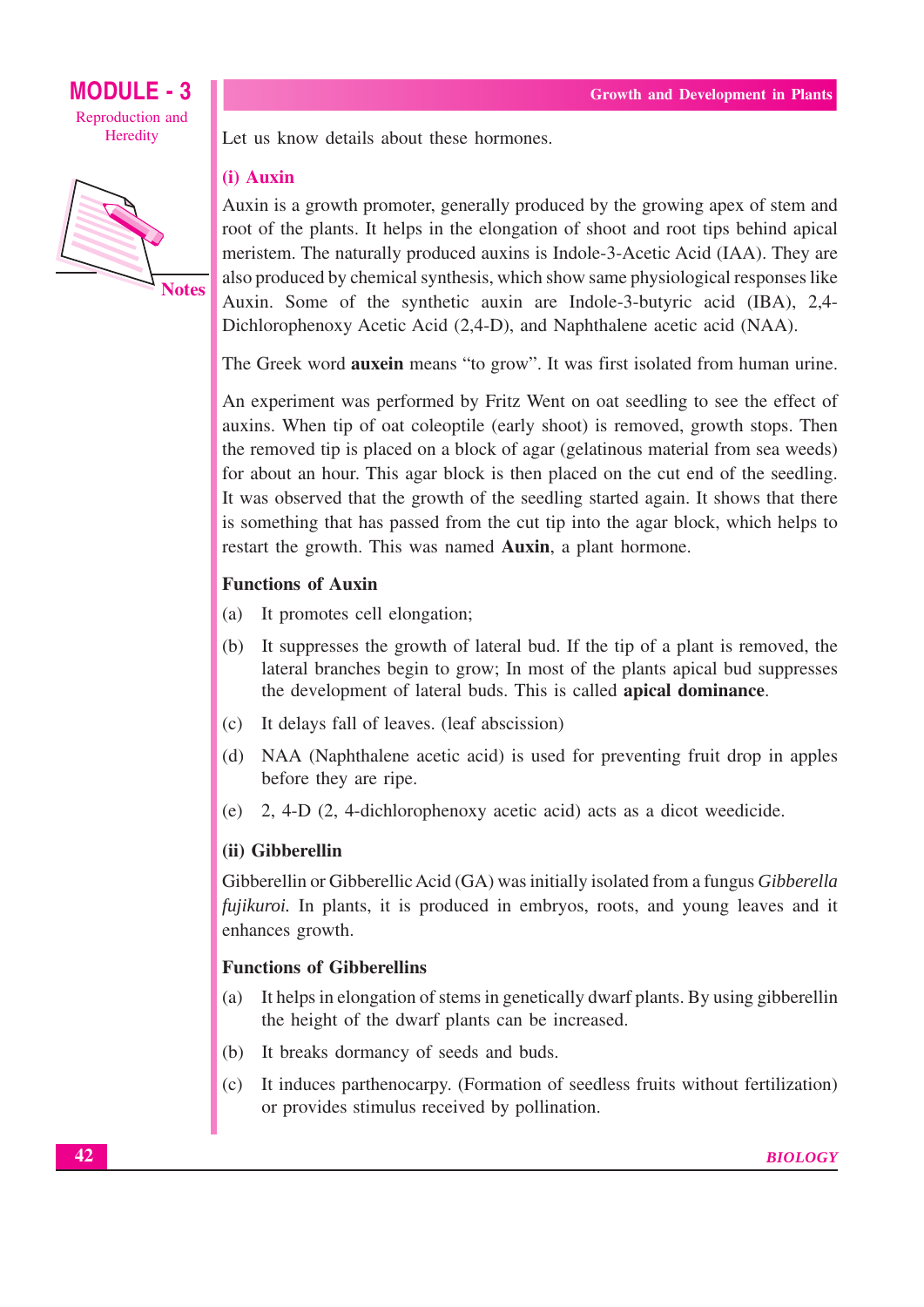Let us know details about these hormones.

### (i) Auxin

Auxin is a growth promoter, generally produced by the growing apex of stem and root of the plants. It helps in the elongation of shoot and root tips behind apical meristem. The naturally produced auxins is Indole-3-Acetic Acid (IAA). They are also produced by chemical synthesis, which show same physiological responses like Auxin. Some of the synthetic auxin are Indole-3-butyric acid (IBA), 2,4-Dichlorophenoxy Acetic Acid (2,4-D), and Naphthalene acetic acid (NAA).

The Greek word **auxein** means "to grow". It was first isolated from human urine.

An experiment was performed by Fritz Went on oat seedling to see the effect of auxins. When tip of oat coleoptile (early shoot) is removed, growth stops. Then the removed tip is placed on a block of agar (gelatinous material from sea weeds) for about an hour. This agar block is then placed on the cut end of the seedling. It was observed that the growth of the seedling started again. It shows that there is something that has passed from the cut tip into the agar block, which helps to restart the growth. This was named **Auxin**, a plant hormone.

#### Functions of Auxin

(a) It promotes cell elongation;

(b) It suppresses the growth of lateral bud. If the tip of a plant is removed, the lateral branches begin to grow; In most of the plants apical bud suppresses the development of lateral buds. This is called **apical dominance**.

(c) It delays fall of leaves. (leaf abscission)

(d) NAA (Naphthalene acetic acid) is used for preventing fruit drop in apples before they are ripe.

(e) 2, 4-D (2, 4-dichlorophenoxy acetic acid) acts as a dicot weedicide.

### (ii) Gibberellin

Gibberellin or Gibberellic Acid (GA) was initially isolated from a fungus *Gibberella fujikuroi.* In plants, it is produced in embryos, roots, and young leaves and it enhances growth.

#### Functions of Gibberellins

(a) It helps in elongation of stems in genetically dwarf plants. By using gibberellin the height of the dwarf plants can be increased.

(b) It breaks dormancy of seeds and buds.

(c) It induces parthenocarpy. (Formation of seedless fruits without fertilization) or provides stimulus received by pollination.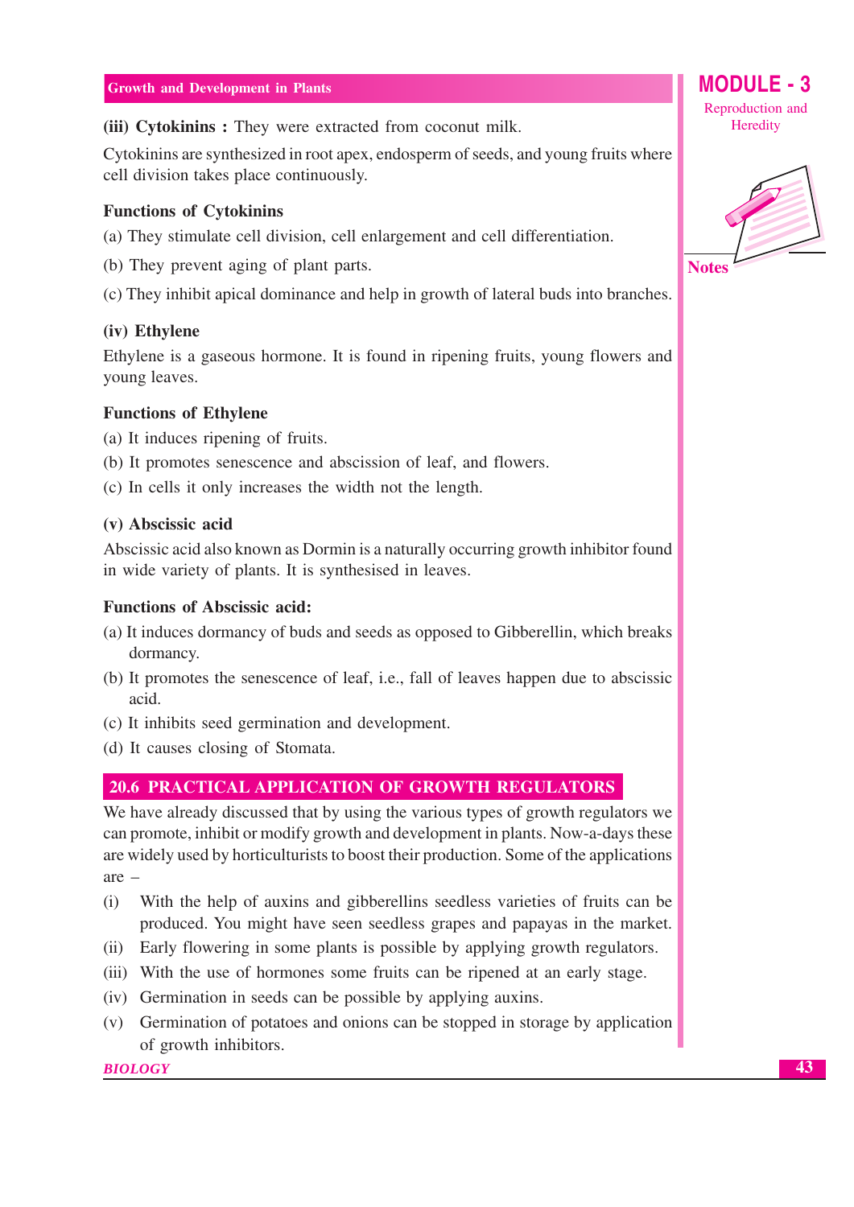**(iii) Cytokinins :** They were extracted from coconut milk.

Cytokinins are synthesized in root apex, endosperm of seeds, and young fruits where cell division takes place continuously.

**Functions of Cytokinins**

(a) They stimulate cell division, cell enlargement and cell differentiation.

(b) They prevent aging of plant parts.

(c) They inhibit apical dominance and help in growth of lateral buds into branches.

**(iv) Ethylene**

Ethylene is a gaseous hormone. It is found in ripening fruits, young flowers and young leaves.

**Functions of Ethylene**

(a) It induces ripening of fruits.

(b) It promotes senescence and abscission of leaf, and flowers.

(c) In cells it only increases the width not the length.

**(v) Abscissic acid**

Abscissic acid also known as Dormin is a naturally occurring growth inhibitor found in wide variety of plants. It is synthesised in leaves.

**Functions of Abscissic acid:**

(a) It induces dormancy of buds and seeds as opposed to Gibberellin, which breaks dormancy.

(b) It promotes the senescence of leaf, i.e., fall of leaves happen due to abscissic acid.

(c) It inhibits seed germination and development.

(d) It causes closing of Stomata.

## 20.6 PRACTICAL APPLICATION OF GROWTH REGULATORS

We have already discussed that by using the various types of growth regulators we can promote, inhibit or modify growth and development in plants. Now-a-days these are widely used by horticulturists to boost their production. Some of the applications are –

(i) With the help of auxins and gibberellins seedless varieties of fruits can be produced. You might have seen seedless grapes and papayas in the market.

(ii) Early flowering in some plants is possible by applying growth regulators.

(iii) With the use of hormones some fruits can be ripened at an early stage.

(iv) Germination in seeds can be possible by applying auxins.

(v) Germination of potatoes and onions can be stopped in storage by application of growth inhibitors.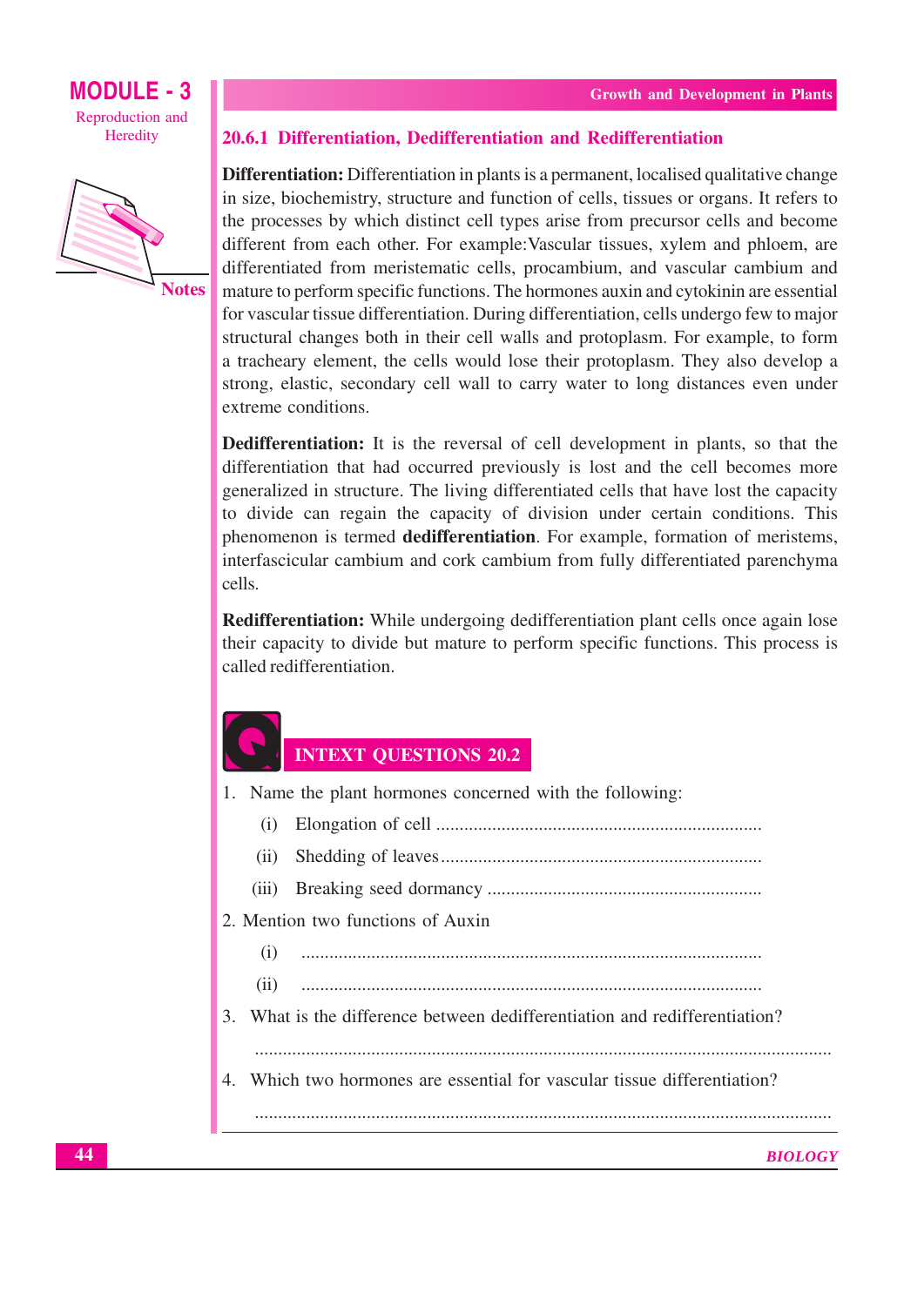### 20.6.1 Differentiation, Dedifferentiation and Redifferentiation

**Differentiation:** Differentiation in plants is a permanent, localised qualitative change in size, biochemistry, structure and function of cells, tissues or organs. It refers to the processes by which distinct cell types arise from precursor cells and become different from each other. For example:Vascular tissues, xylem and phloem, are differentiated from meristematic cells, procambium, and vascular cambium and mature to perform specific functions. The hormones auxin and cytokinin are essential for vascular tissue differentiation. During differentiation, cells undergo few to major structural changes both in their cell walls and protoplasm. For example, to form a tracheary element, the cells would lose their protoplasm. They also develop a strong, elastic, secondary cell wall to carry water to long distances even under extreme conditions.

**Dedifferentiation:** It is the reversal of cell development in plants, so that the differentiation that had occurred previously is lost and the cell becomes more generalized in structure. The living differentiated cells that have lost the capacity to divide can regain the capacity of division under certain conditions. This phenomenon is termed **dedifferentiation**. For example, formation of meristems, interfascicular cambium and cork cambium from fully differentiated parenchyma cells.

**Redifferentiation:** While undergoing dedifferentiation plant cells once again lose their capacity to divide but mature to perform specific functions. This process is called redifferentiation.

## INTEXT QUESTIONS 20.2

1. Name the plant hormones concerned with the following:
   (i) Elongation of cell ....................................................................
   (ii) Shedding of leaves ....................................................................
   (iii) Breaking seed dormancy ..........................................................
2. Mention two functions of Auxin
   (i) ..................................................................................
   (ii) ..................................................................................
3. What is the difference between dedifferentiation and redifferentiation?
   ..........................................................................................................................
4. Which two hormones are essential for vascular tissue differentiation?
   ..........................................................................................................................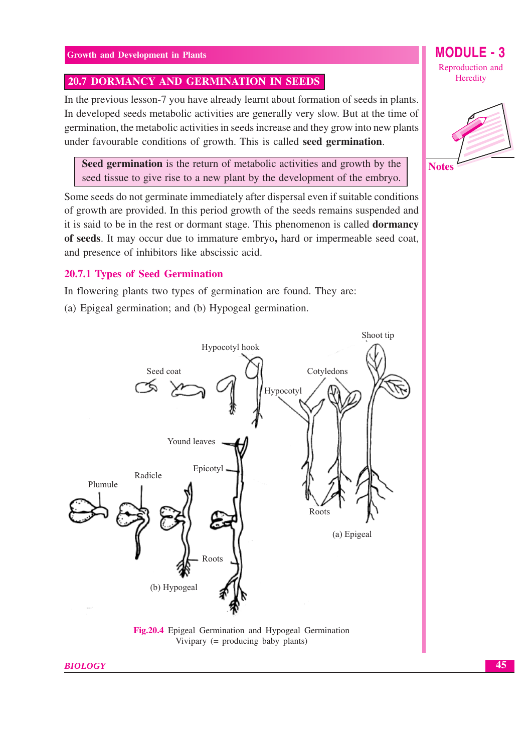## 20.7 DORMANCY AND GERMINATION IN SEEDS

In the previous lesson-7 you have already learnt about formation of seeds in plants. In developed seeds metabolic activities are generally very slow. But at the time of germination, the metabolic activities in seeds increase and they grow into new plants under favourable conditions of growth. This is called **seed germination**.

> **Seed germination** is the return of metabolic activities and growth by the seed tissue to give rise to a new plant by the development of the embryo.

Some seeds do not germinate immediately after dispersal even if suitable conditions of growth are provided. In this period growth of the seeds remains suspended and it is said to be in the rest or dormant stage. This phenomenon is called **dormancy of seeds**. It may occur due to immature embryo**,** hard or impermeable seed coat, and presence of inhibitors like abscissic acid.

### 20.7.1 Types of Seed Germination

In flowering plants two types of germination are found. They are:

(a) Epigeal germination; and (b) Hypogeal germination.

Fig.20.4 Epigeal Germination and Hypogeal Germination
Vivipary (= producing baby plants)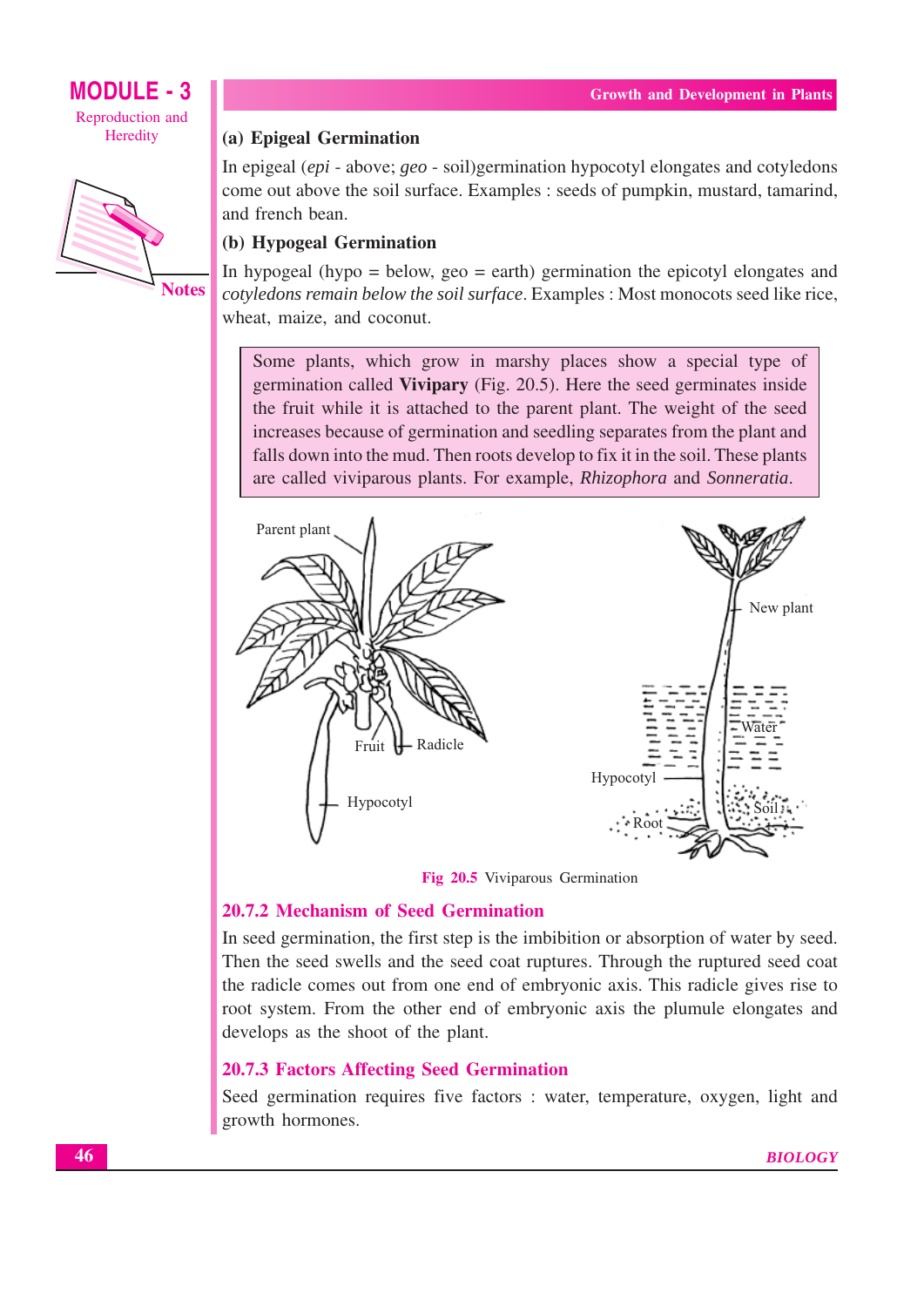### (a) Epigeal Germination

In epigeal (*epi* - above; *geo* - soil)germination hypocotyl elongates and cotyledons come out above the soil surface. Examples : seeds of pumpkin, mustard, tamarind, and french bean.

### (b) Hypogeal Germination

In hypogeal (hypo = below, geo = earth) germination the epicotyl elongates and *cotyledons remain below the soil surface*. Examples : Most monocots seed like rice, wheat, maize, and coconut.

> Some plants, which grow in marshy places show a special type of germination called **Vivipary** (Fig. 20.5). Here the seed germinates inside the fruit while it is attached to the parent plant. The weight of the seed increases because of germination and seedling separates from the plant and falls down into the mud. Then roots develop to fix it in the soil. These plants are called viviparous plants. For example, *Rhizophora* and *Sonneratia*.

**Fig 20.5** Viviparous Germination

## 20.7.2 Mechanism of Seed Germination

In seed germination, the first step is the imbibition or absorption of water by seed. Then the seed swells and the seed coat ruptures. Through the ruptured seed coat the radicle comes out from one end of embryonic axis. This radicle gives rise to root system. From the other end of embryonic axis the plumule elongates and develops as the shoot of the plant.

## 20.7.3 Factors Affecting Seed Germination

Seed germination requires five factors : water, temperature, oxygen, light and growth hormones.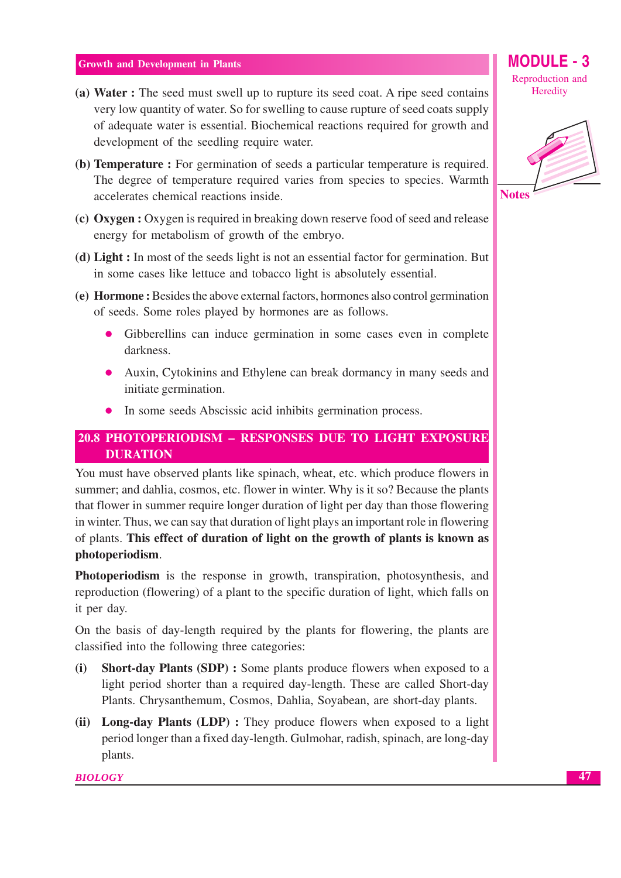- **(a) Water :** The seed must swell up to rupture its seed coat. A ripe seed contains very low quantity of water. So for swelling to cause rupture of seed coats supply of adequate water is essential. Biochemical reactions required for growth and development of the seedling require water.
- **(b) Temperature :** For germination of seeds a particular temperature is required. The degree of temperature required varies from species to species. Warmth accelerates chemical reactions inside.
- **(c) Oxygen :** Oxygen is required in breaking down reserve food of seed and release energy for metabolism of growth of the embryo.
- **(d) Light :** In most of the seeds light is not an essential factor for germination. But in some cases like lettuce and tobacco light is absolutely essential.
- **(e) Hormone :** Besides the above external factors, hormones also control germination of seeds. Some roles played by hormones are as follows.
  - Gibberellins can induce germination in some cases even in complete darkness.
  - Auxin, Cytokinins and Ethylene can break dormancy in many seeds and initiate germination.
  - In some seeds Abscissic acid inhibits germination process.

## 20.8 PHOTOPERIODISM – RESPONSES DUE TO LIGHT EXPOSURE DURATION

You must have observed plants like spinach, wheat, etc. which produce flowers in summer; and dahlia, cosmos, etc. flower in winter. Why is it so? Because the plants that flower in summer require longer duration of light per day than those flowering in winter. Thus, we can say that duration of light plays an important role in flowering of plants. **This effect of duration of light on the growth of plants is known as photoperiodism**.

**Photoperiodism** is the response in growth, transpiration, photosynthesis, and reproduction (flowering) of a plant to the specific duration of light, which falls on it per day.

On the basis of day-length required by the plants for flowering, the plants are classified into the following three categories:

- **(i) Short-day Plants (SDP) :** Some plants produce flowers when exposed to a light period shorter than a required day-length. These are called Short-day Plants. Chrysanthemum, Cosmos, Dahlia, Soyabean, are short-day plants.
- **(ii) Long-day Plants (LDP) :** They produce flowers when exposed to a light period longer than a fixed day-length. Gulmohar, radish, spinach, are long-day plants.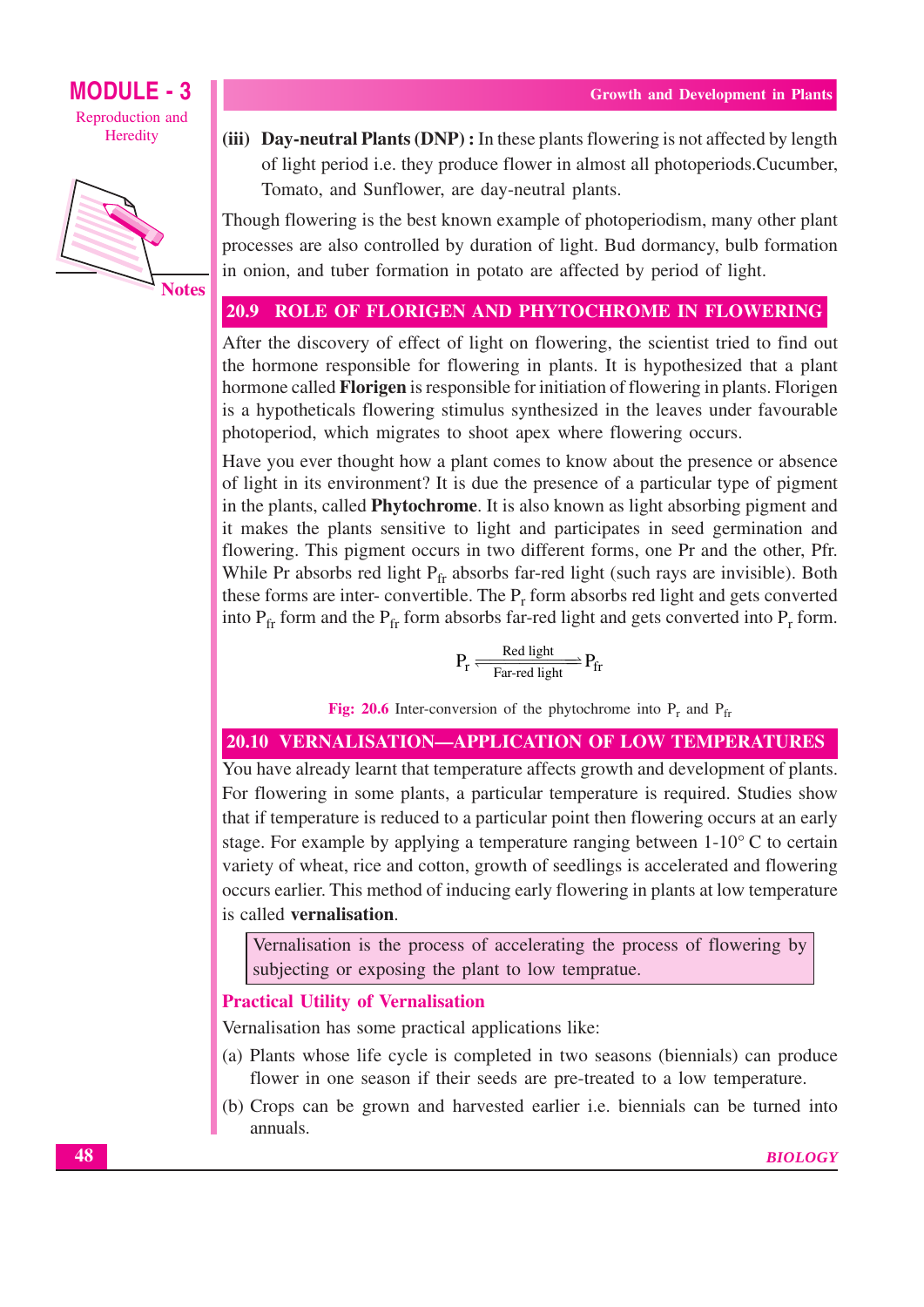(iii) **Day-neutral Plants (DNP) :** In these plants flowering is not affected by length of light period i.e. they produce flower in almost all photoperiods.Cucumber, Tomato, and Sunflower, are day-neutral plants.

Though flowering is the best known example of photoperiodism, many other plant processes are also controlled by duration of light. Bud dormancy, bulb formation in onion, and tuber formation in potato are affected by period of light.

## 20.9 ROLE OF FLORIGEN AND PHYTOCHROME IN FLOWERING

After the discovery of effect of light on flowering, the scientist tried to find out the hormone responsible for flowering in plants. It is hypothesized that a plant hormone called **Florigen** is responsible for initiation of flowering in plants. Florigen is a hypotheticals flowering stimulus synthesized in the leaves under favourable photoperiod, which migrates to shoot apex where flowering occurs.

Have you ever thought how a plant comes to know about the presence or absence of light in its environment? It is due the presence of a particular type of pigment in the plants, called **Phytochrome**. It is also known as light absorbing pigment and it makes the plants sensitive to light and participates in seed germination and flowering. This pigment occurs in two different forms, one Pr and the other, Pfr. While Pr absorbs red light $P_{fr}$ absorbs far-red light (such rays are invisible). Both these forms are inter- convertible. The $P_r$ form absorbs red light and gets converted into $P_{fr}$ form and the $P_{fr}$ form absorbs far-red light and gets converted into $P_r$ form.

$$P_r \underset{\text{Far-red light}}{\overset{\text{Red light}}{\rightleftharpoons}} P_{fr}$$

Fig: 20.6 Inter-conversion of the phytochrome into $P_r$ and $P_{fr}$

## 20.10 VERNALISATION—APPLICATION OF LOW TEMPERATURES

You have already learnt that temperature affects growth and development of plants. For flowering in some plants, a particular temperature is required. Studies show that if temperature is reduced to a particular point then flowering occurs at an early stage. For example by applying a temperature ranging between 1-10° C to certain variety of wheat, rice and cotton, growth of seedlings is accelerated and flowering occurs earlier. This method of inducing early flowering in plants at low temperature is called **vernalisation**.

> Vernalisation is the process of accelerating the process of flowering by subjecting or exposing the plant to low temprature.

### Practical Utility of Vernalisation

Vernalisation has some practical applications like:

(a) Plants whose life cycle is completed in two seasons (biennials) can produce flower in one season if their seeds are pre-treated to a low temperature.

(b) Crops can be grown and harvested earlier i.e. biennials can be turned into annuals.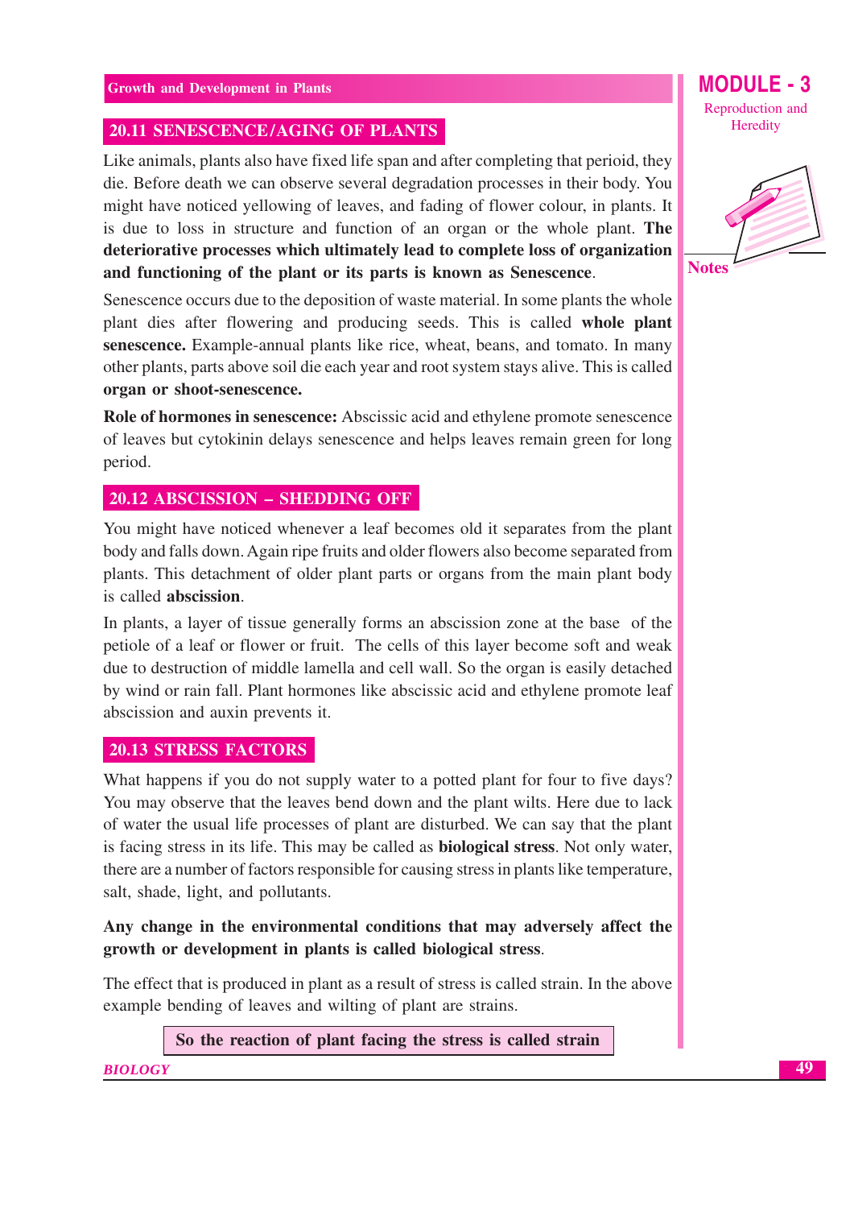## 20.11 SENESCENCE/AGING OF PLANTS

Like animals, plants also have fixed life span and after completing that perioid, they die. Before death we can observe several degradation processes in their body. You might have noticed yellowing of leaves, and fading of flower colour, in plants. It is due to loss in structure and function of an organ or the whole plant. **The deteriorative processes which ultimately lead to complete loss of organization and functioning of the plant or its parts is known as Senescence**.

Senescence occurs due to the deposition of waste material. In some plants the whole plant dies after flowering and producing seeds. This is called **whole plant senescence.** Example-annual plants like rice, wheat, beans, and tomato. In many other plants, parts above soil die each year and root system stays alive. This is called **organ or shoot-senescence.**

**Role of hormones in senescence:** Abscissic acid and ethylene promote senescence of leaves but cytokinin delays senescence and helps leaves remain green for long period.

## 20.12 ABSCISSION – SHEDDING OFF

You might have noticed whenever a leaf becomes old it separates from the plant body and falls down. Again ripe fruits and older flowers also become separated from plants. This detachment of older plant parts or organs from the main plant body is called **abscission**.

In plants, a layer of tissue generally forms an abscission zone at the base of the petiole of a leaf or flower or fruit. The cells of this layer become soft and weak due to destruction of middle lamella and cell wall. So the organ is easily detached by wind or rain fall. Plant hormones like abscissic acid and ethylene promote leaf abscission and auxin prevents it.

## 20.13 STRESS FACTORS

What happens if you do not supply water to a potted plant for four to five days? You may observe that the leaves bend down and the plant wilts. Here due to lack of water the usual life processes of plant are disturbed. We can say that the plant is facing stress in its life. This may be called as **biological stress**. Not only water, there are a number of factors responsible for causing stress in plants like temperature, salt, shade, light, and pollutants.

**Any change in the environmental conditions that may adversely affect the growth or development in plants is called biological stress**.

The effect that is produced in plant as a result of stress is called strain. In the above example bending of leaves and wilting of plant are strains.

**So the reaction of plant facing the stress is called strain**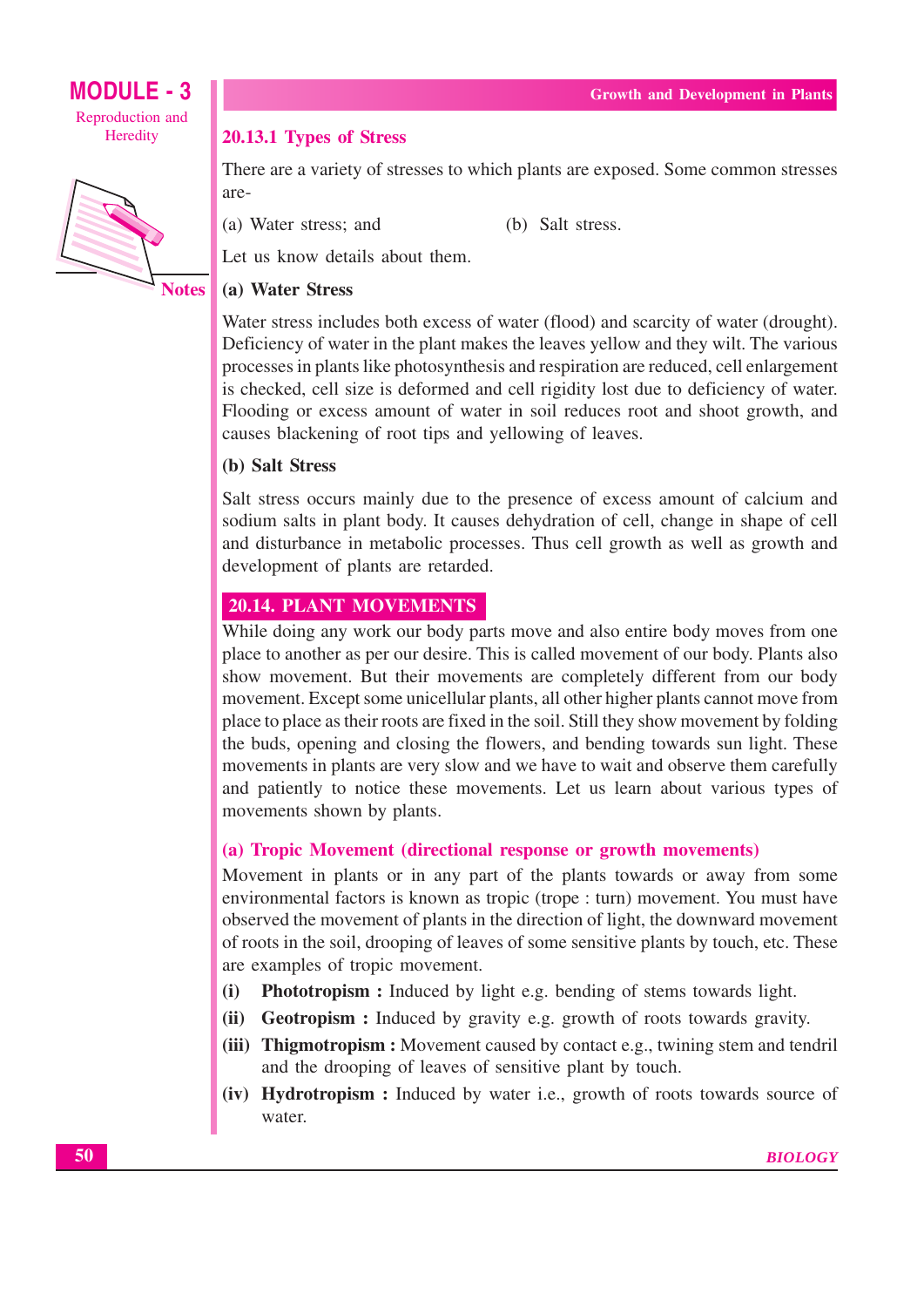### 20.13.1 Types of Stress

There are a variety of stresses to which plants are exposed. Some common stresses are-

(a) Water stress; and (b) Salt stress.

Let us know details about them.

**(a) Water Stress**

Water stress includes both excess of water (flood) and scarcity of water (drought). Deficiency of water in the plant makes the leaves yellow and they wilt. The various processes in plants like photosynthesis and respiration are reduced, cell enlargement is checked, cell size is deformed and cell rigidity lost due to deficiency of water. Flooding or excess amount of water in soil reduces root and shoot growth, and causes blackening of root tips and yellowing of leaves.

**(b) Salt Stress**

Salt stress occurs mainly due to the presence of excess amount of calcium and sodium salts in plant body. It causes dehydration of cell, change in shape of cell and disturbance in metabolic processes. Thus cell growth as well as growth and development of plants are retarded.

## 20.14. PLANT MOVEMENTS

While doing any work our body parts move and also entire body moves from one place to another as per our desire. This is called movement of our body. Plants also show movement. But their movements are completely different from our body movement. Except some unicellular plants, all other higher plants cannot move from place to place as their roots are fixed in the soil. Still they show movement by folding the buds, opening and closing the flowers, and bending towards sun light. These movements in plants are very slow and we have to wait and observe them carefully and patiently to notice these movements. Let us learn about various types of movements shown by plants.

### (a) Tropic Movement (directional response or growth movements)

Movement in plants or in any part of the plants towards or away from some environmental factors is known as tropic (trope : turn) movement. You must have observed the movement of plants in the direction of light, the downward movement of roots in the soil, drooping of leaves of some sensitive plants by touch, etc. These are examples of tropic movement.

(i) **Phototropism :** Induced by light e.g. bending of stems towards light.

(ii) **Geotropism :** Induced by gravity e.g. growth of roots towards gravity.

(iii) **Thigmotropism :** Movement caused by contact e.g., twining stem and tendril and the drooping of leaves of sensitive plant by touch.

(iv) **Hydrotropism :** Induced by water i.e., growth of roots towards source of water.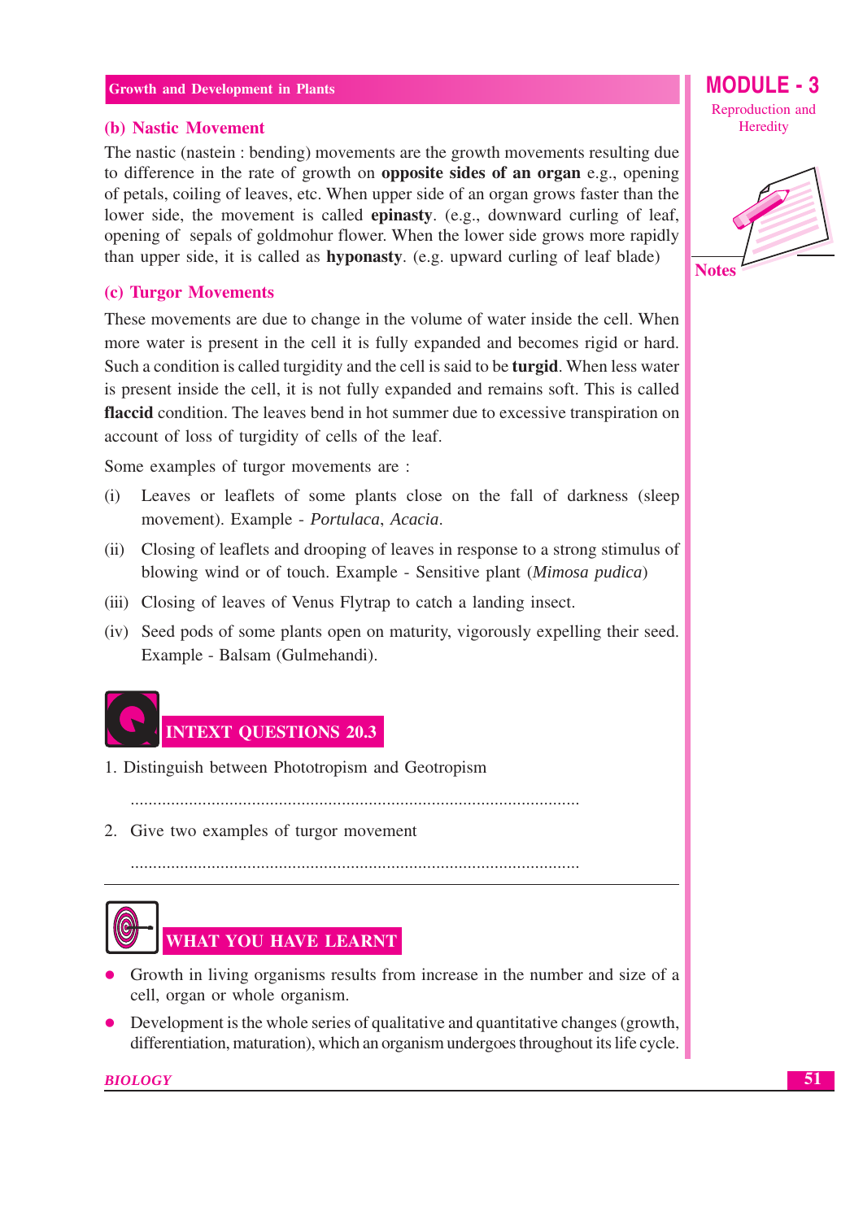### (b) Nastic Movement

The nastic (nastein : bending) movements are the growth movements resulting due to difference in the rate of growth on **opposite sides of an organ** e.g., opening of petals, coiling of leaves, etc. When upper side of an organ grows faster than the lower side, the movement is called **epinasty**. (e.g., downward curling of leaf, opening of sepals of goldmohur flower. When the lower side grows more rapidly than upper side, it is called as **hyponasty**. (e.g. upward curling of leaf blade)

### (c) Turgor Movements

These movements are due to change in the volume of water inside the cell. When more water is present in the cell it is fully expanded and becomes rigid or hard. Such a condition is called turgidity and the cell is said to be **turgid**. When less water is present inside the cell, it is not fully expanded and remains soft. This is called **flaccid** condition. The leaves bend in hot summer due to excessive transpiration on account of loss of turgidity of cells of the leaf.

Some examples of turgor movements are :

(i) Leaves or leaflets of some plants close on the fall of darkness (sleep movement). Example - *Portulaca*, *Acacia*.

(ii) Closing of leaflets and drooping of leaves in response to a strong stimulus of blowing wind or of touch. Example - Sensitive plant (*Mimosa pudica*)

(iii) Closing of leaves of Venus Flytrap to catch a landing insect.

(iv) Seed pods of some plants open on maturity, vigorously expelling their seed. Example - Balsam (Gulmehandi).

## INTEXT QUESTIONS 20.3

1. Distinguish between Phototropism and Geotropism

..................................................................................................

2. Give two examples of turgor movement

..................................................................................................

## WHAT YOU HAVE LEARNT

- Growth in living organisms results from increase in the number and size of a cell, organ or whole organism.
- Development is the whole series of qualitative and quantitative changes (growth, differentiation, maturation), which an organism undergoes throughout its life cycle.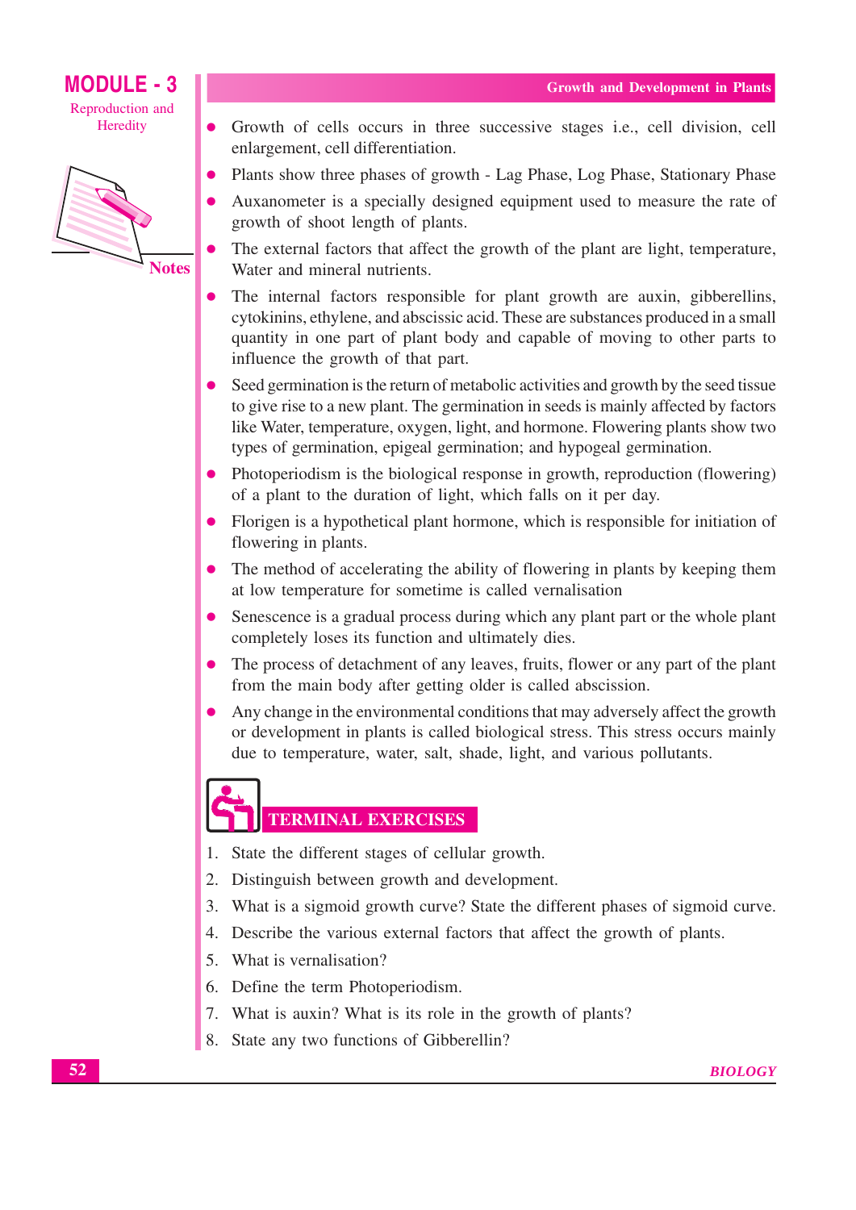- Growth of cells occurs in three successive stages i.e., cell division, cell enlargement, cell differentiation.
- Plants show three phases of growth - Lag Phase, Log Phase, Stationary Phase
- Auxanometer is a specially designed equipment used to measure the rate of growth of shoot length of plants.
- The external factors that affect the growth of the plant are light, temperature, Water and mineral nutrients.
- The internal factors responsible for plant growth are auxin, gibberellins, cytokinins, ethylene, and abscissic acid. These are substances produced in a small quantity in one part of plant body and capable of moving to other parts to influence the growth of that part.
- Seed germination is the return of metabolic activities and growth by the seed tissue to give rise to a new plant. The germination in seeds is mainly affected by factors like Water, temperature, oxygen, light, and hormone. Flowering plants show two types of germination, epigeal germination; and hypogeal germination.
- Photoperiodism is the biological response in growth, reproduction (flowering) of a plant to the duration of light, which falls on it per day.
- Florigen is a hypothetical plant hormone, which is responsible for initiation of flowering in plants.
- The method of accelerating the ability of flowering in plants by keeping them at low temperature for sometime is called vernalisation
- Senescence is a gradual process during which any plant part or the whole plant completely loses its function and ultimately dies.
- The process of detachment of any leaves, fruits, flower or any part of the plant from the main body after getting older is called abscission.
- Any change in the environmental conditions that may adversely affect the growth or development in plants is called biological stress. This stress occurs mainly due to temperature, water, salt, shade, light, and various pollutants.

## TERMINAL EXERCISES

1. State the different stages of cellular growth.
2. Distinguish between growth and development.
3. What is a sigmoid growth curve? State the different phases of sigmoid curve.
4. Describe the various external factors that affect the growth of plants.
5. What is vernalisation?
6. Define the term Photoperiodism.
7. What is auxin? What is its role in the growth of plants?
8. State any two functions of Gibberellin?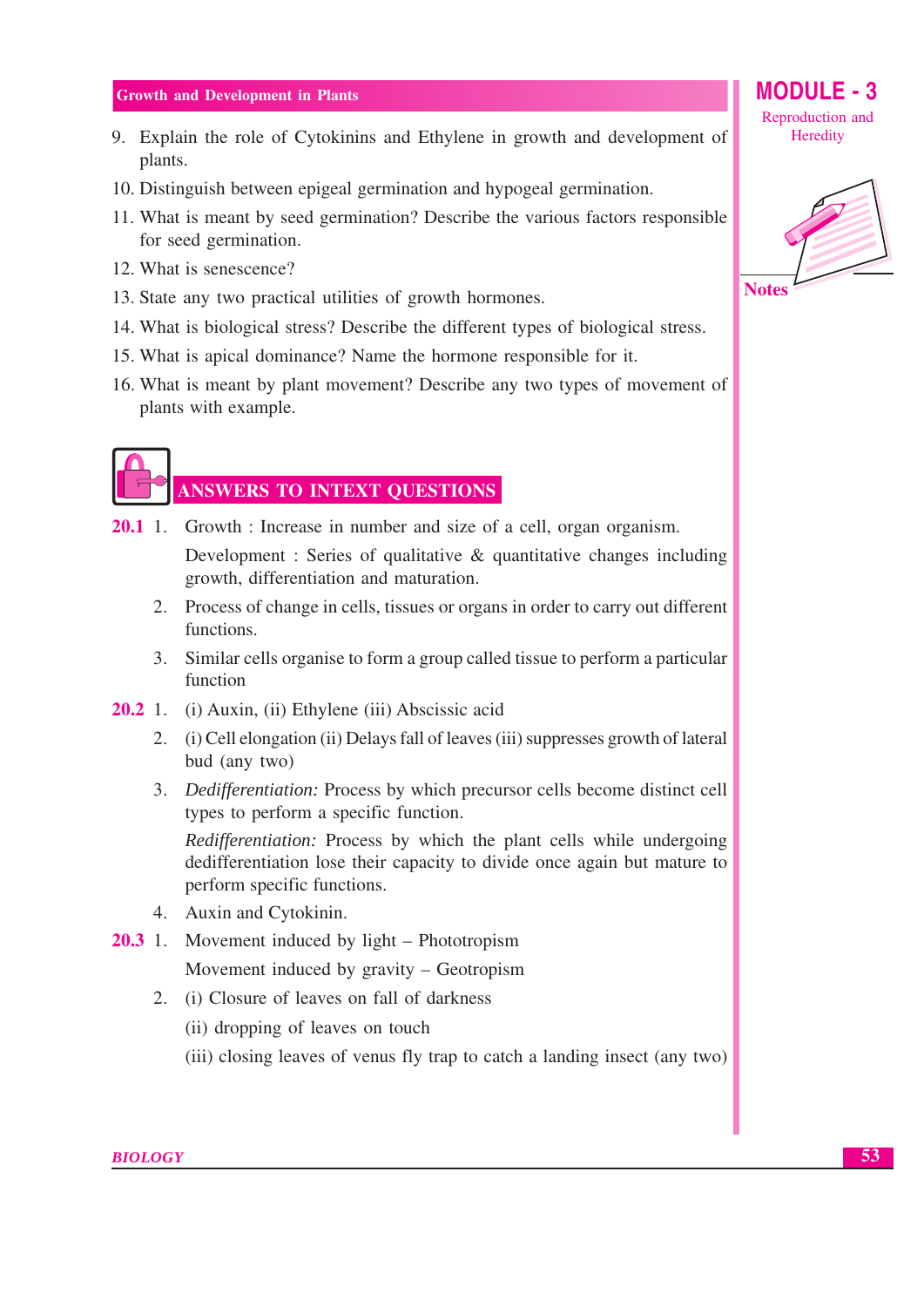9. Explain the role of Cytokinins and Ethylene in growth and development of plants.
10. Distinguish between epigeal germination and hypogeal germination.
11. What is meant by seed germination? Describe the various factors responsible for seed germination.
12. What is senescence?
13. State any two practical utilities of growth hormones.
14. What is biological stress? Describe the different types of biological stress.
15. What is apical dominance? Name the hormone responsible for it.
16. What is meant by plant movement? Describe any two types of movement of plants with example.

## ANSWERS TO INTEXT QUESTIONS

**20.1** 1. Growth : Increase in number and size of a cell, organ organism.

Development : Series of qualitative & quantitative changes including growth, differentiation and maturation.

2. Process of change in cells, tissues or organs in order to carry out different functions.

3. Similar cells organise to form a group called tissue to perform a particular function

**20.2** 1. (i) Auxin, (ii) Ethylene (iii) Abscissic acid

2. (i) Cell elongation (ii) Delays fall of leaves (iii) suppresses growth of lateral bud (any two)

3. *Dedifferentiation:* Process by which precursor cells become distinct cell types to perform a specific function.

*Redifferentiation:* Process by which the plant cells while undergoing dedifferentiation lose their capacity to divide once again but mature to perform specific functions.

4. Auxin and Cytokinin.

**20.3** 1. Movement induced by light – Phototropism

Movement induced by gravity – Geotropism

2. (i) Closure of leaves on fall of darkness

(ii) dropping of leaves on touch

(iii) closing leaves of venus fly trap to catch a landing insect (any two)